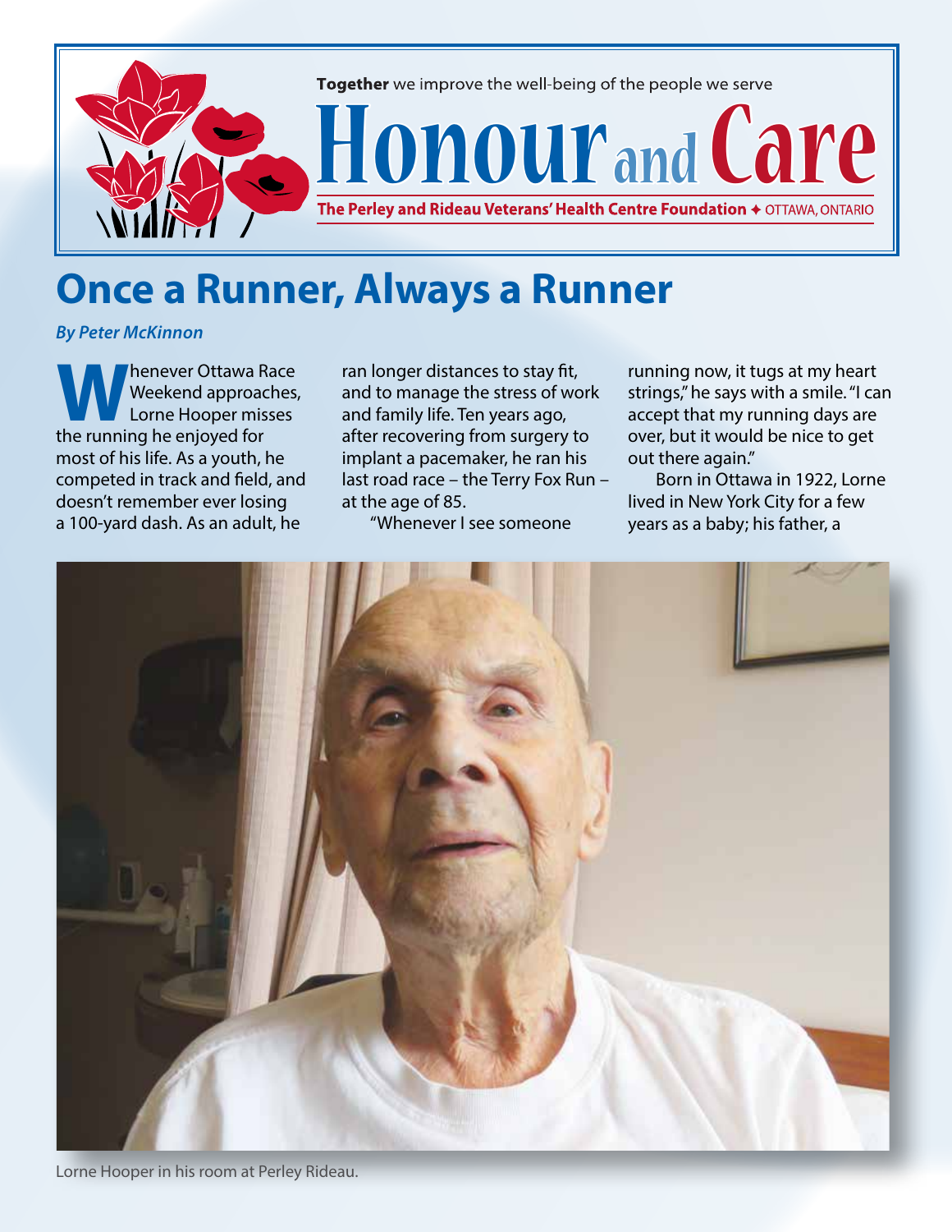Together we improve the well-being of the people we serve

# Honour and Care

**The Perley and Rideau Veterans' Health Centre Foundation ✦ OTTAWA, ONTARIO**

## Once a Runner, Always a Runner

***By Peter McKinnon***

Whenever Ottawa Race Weekend approaches, Lorne Hooper misses the running he enjoyed for most of his life. As a youth, he competed in track and field, and doesn't remember ever losing a 100-yard dash. As an adult, he ran longer distances to stay fit, and to manage the stress of work and family life. Ten years ago, after recovering from surgery to implant a pacemaker, he ran his last road race – the Terry Fox Run – at the age of 85.

"Whenever I see someone running now, it tugs at my heart strings," he says with a smile. "I can accept that my running days are over, but it would be nice to get out there again."

Born in Ottawa in 1922, Lorne lived in New York City for a few years as a baby; his father, a

Lorne Hooper in his room at Perley Rideau.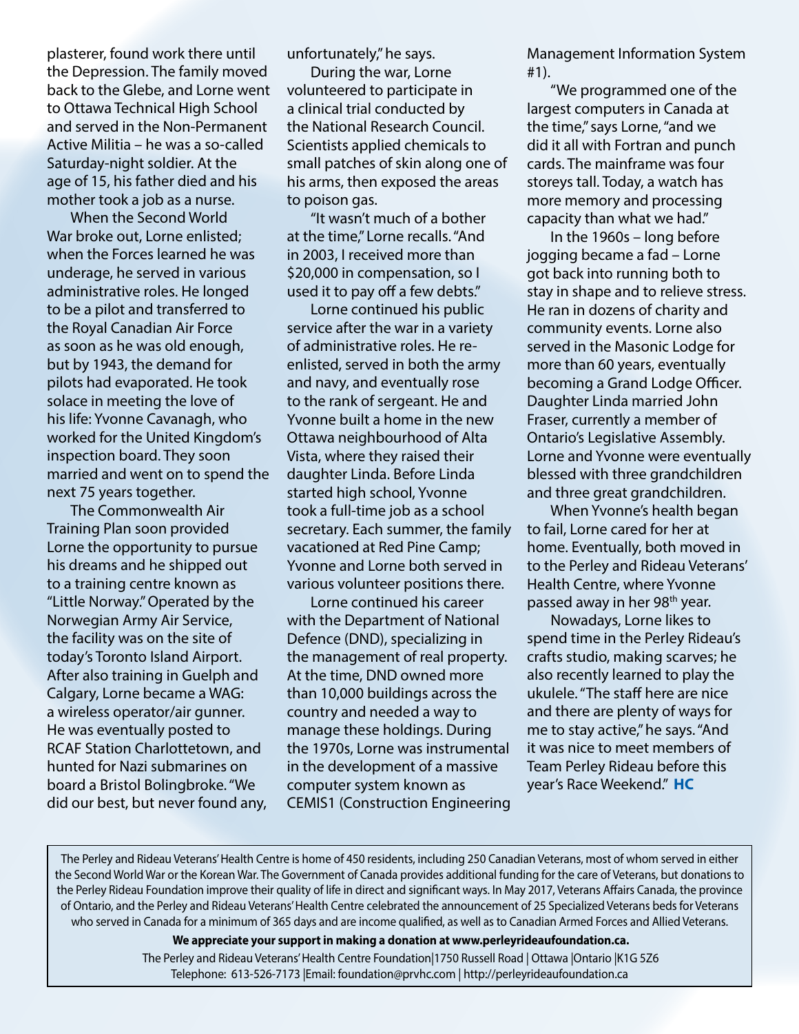plasterer, found work there until the Depression. The family moved back to the Glebe, and Lorne went to Ottawa Technical High School and served in the Non-Permanent Active Militia – he was a so-called Saturday-night soldier. At the age of 15, his father died and his mother took a job as a nurse.

When the Second World War broke out, Lorne enlisted; when the Forces learned he was underage, he served in various administrative roles. He longed to be a pilot and transferred to the Royal Canadian Air Force as soon as he was old enough, but by 1943, the demand for pilots had evaporated. He took solace in meeting the love of his life: Yvonne Cavanagh, who worked for the United Kingdom's inspection board. They soon married and went on to spend the next 75 years together.

The Commonwealth Air Training Plan soon provided Lorne the opportunity to pursue his dreams and he shipped out to a training centre known as "Little Norway." Operated by the Norwegian Army Air Service, the facility was on the site of today's Toronto Island Airport. After also training in Guelph and Calgary, Lorne became a WAG: a wireless operator/air gunner. He was eventually posted to RCAF Station Charlottetown, and hunted for Nazi submarines on board a Bristol Bolingbroke. "We did our best, but never found any, unfortunately," he says.

During the war, Lorne volunteered to participate in a clinical trial conducted by the National Research Council. Scientists applied chemicals to small patches of skin along one of his arms, then exposed the areas to poison gas.

"It wasn't much of a bother at the time," Lorne recalls. "And in 2003, I received more than $20,000 in compensation, so I used it to pay off a few debts."

Lorne continued his public service after the war in a variety of administrative roles. He re-enlisted, served in both the army and navy, and eventually rose to the rank of sergeant. He and Yvonne built a home in the new Ottawa neighbourhood of Alta Vista, where they raised their daughter Linda. Before Linda started high school, Yvonne took a full-time job as a school secretary. Each summer, the family vacationed at Red Pine Camp; Yvonne and Lorne both served in various volunteer positions there.

Lorne continued his career with the Department of National Defence (DND), specializing in the management of real property. At the time, DND owned more than 10,000 buildings across the country and needed a way to manage these holdings. During the 1970s, Lorne was instrumental in the development of a massive computer system known as CEMIS1 (Construction Engineering Management Information System #1).

"We programmed one of the largest computers in Canada at the time," says Lorne, "and we did it all with Fortran and punch cards. The mainframe was four storeys tall. Today, a watch has more memory and processing capacity than what we had."

In the 1960s – long before jogging became a fad – Lorne got back into running both to stay in shape and to relieve stress. He ran in dozens of charity and community events. Lorne also served in the Masonic Lodge for more than 60 years, eventually becoming a Grand Lodge Officer. Daughter Linda married John Fraser, currently a member of Ontario's Legislative Assembly. Lorne and Yvonne were eventually blessed with three grandchildren and three great grandchildren.

When Yvonne's health began to fail, Lorne cared for her at home. Eventually, both moved in to the Perley and Rideau Veterans' Health Centre, where Yvonne passed away in her 98th year.

Nowadays, Lorne likes to spend time in the Perley Rideau's crafts studio, making scarves; he also recently learned to play the ukulele. "The staff here are nice and there are plenty of ways for me to stay active," he says. "And it was nice to meet members of Team Perley Rideau before this year's Race Weekend." **HC**

The Perley and Rideau Veterans' Health Centre is home of 450 residents, including 250 Canadian Veterans, most of whom served in either the Second World War or the Korean War. The Government of Canada provides additional funding for the care of Veterans, but donations to the Perley Rideau Foundation improve their quality of life in direct and significant ways. In May 2017, Veterans Affairs Canada, the province of Ontario, and the Perley and Rideau Veterans' Health Centre celebrated the announcement of 25 Specialized Veterans beds for Veterans who served in Canada for a minimum of 365 days and are income qualified, as well as to Canadian Armed Forces and Allied Veterans.

**We appreciate your support in making a donation at www.perleyrideaufoundation.ca.**

The Perley and Rideau Veterans' Health Centre Foundation | 1750 Russell Road | Ottawa | Ontario | K1G 5Z6
Telephone: 613-526-7173 | Email: foundation@prvhc.com | http://perleyrideaufoundation.ca